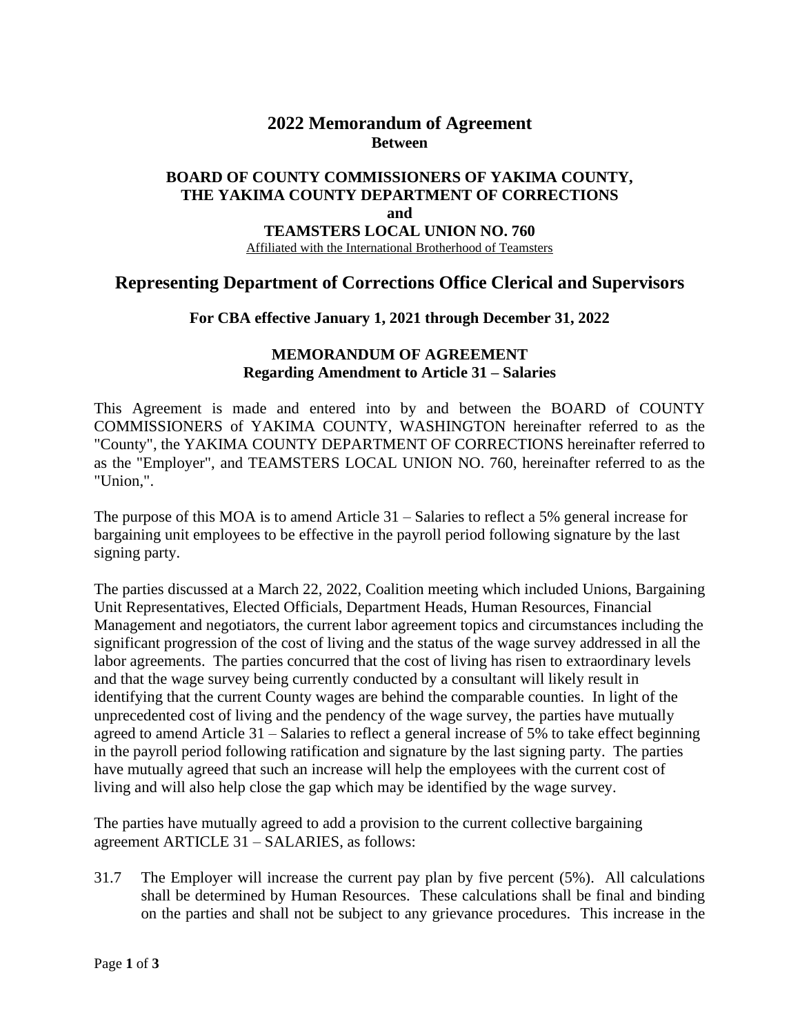# 2022 Memorandum of Agreement

**Between**

**BOARD OF COUNTY COMMISSIONERS OF YAKIMA COUNTY, THE YAKIMA COUNTY DEPARTMENT OF CORRECTIONS**

**and**

**TEAMSTERS LOCAL UNION NO. 760**

Affiliated with the International Brotherhood of Teamsters

## Representing Department of Corrections Office Clerical and Supervisors

### For CBA effective January 1, 2021 through December 31, 2022

### MEMORANDUM OF AGREEMENT
**Regarding Amendment to Article 31 – Salaries**

This Agreement is made and entered into by and between the BOARD of COUNTY COMMISSIONERS of YAKIMA COUNTY, WASHINGTON hereinafter referred to as the "County", the YAKIMA COUNTY DEPARTMENT OF CORRECTIONS hereinafter referred to as the "Employer", and TEAMSTERS LOCAL UNION NO. 760, hereinafter referred to as the "Union,".

The purpose of this MOA is to amend Article 31 – Salaries to reflect a 5% general increase for bargaining unit employees to be effective in the payroll period following signature by the last signing party.

The parties discussed at a March 22, 2022, Coalition meeting which included Unions, Bargaining Unit Representatives, Elected Officials, Department Heads, Human Resources, Financial Management and negotiators, the current labor agreement topics and circumstances including the significant progression of the cost of living and the status of the wage survey addressed in all the labor agreements. The parties concurred that the cost of living has risen to extraordinary levels and that the wage survey being currently conducted by a consultant will likely result in identifying that the current County wages are behind the comparable counties. In light of the unprecedented cost of living and the pendency of the wage survey, the parties have mutually agreed to amend Article 31 – Salaries to reflect a general increase of 5% to take effect beginning in the payroll period following ratification and signature by the last signing party. The parties have mutually agreed that such an increase will help the employees with the current cost of living and will also help close the gap which may be identified by the wage survey.

The parties have mutually agreed to add a provision to the current collective bargaining agreement ARTICLE 31 – SALARIES, as follows:

31.7 The Employer will increase the current pay plan by five percent (5%). All calculations shall be determined by Human Resources. These calculations shall be final and binding on the parties and shall not be subject to any grievance procedures. This increase in the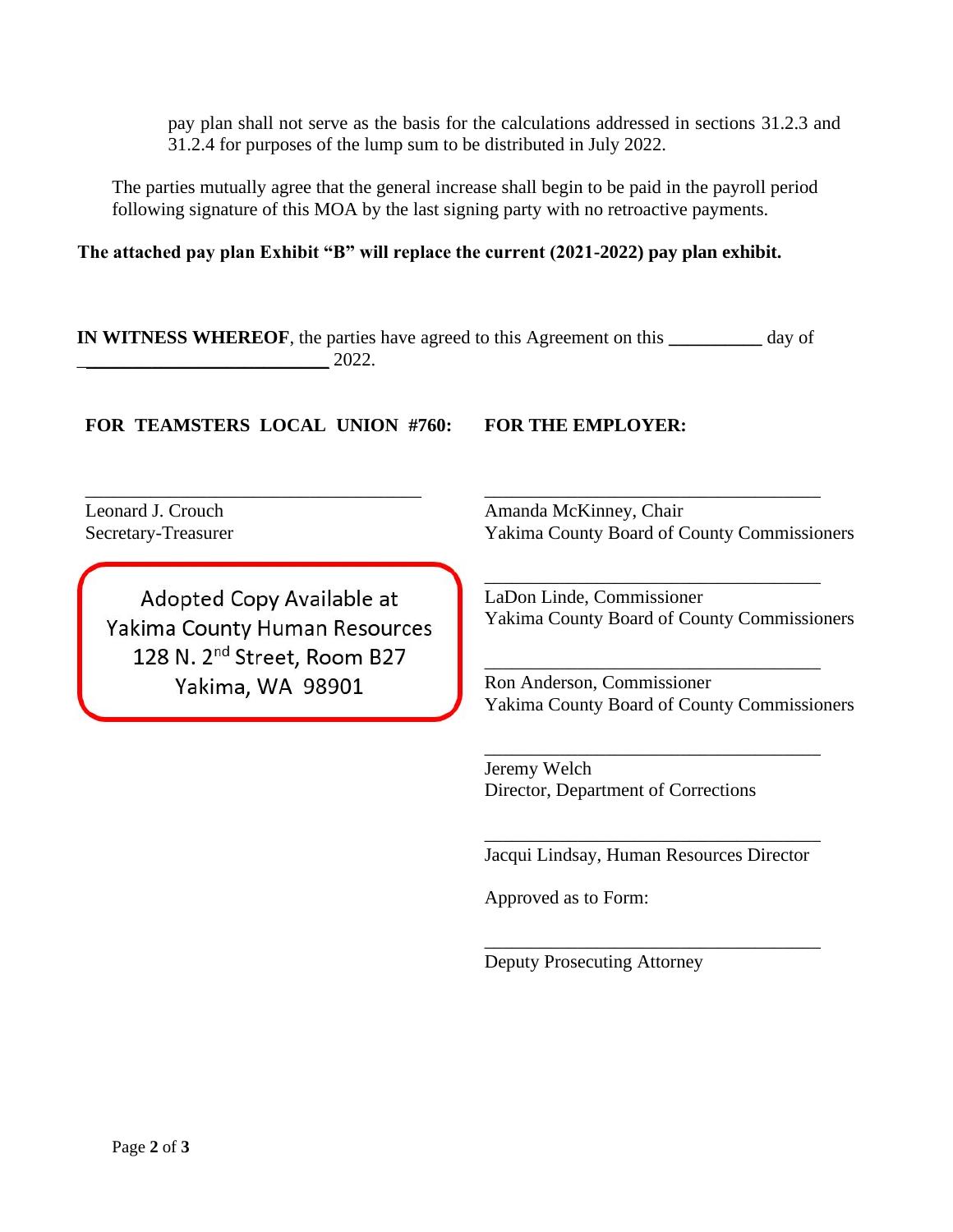pay plan shall not serve as the basis for the calculations addressed in sections 31.2.3 and 31.2.4 for purposes of the lump sum to be distributed in July 2022.

The parties mutually agree that the general increase shall begin to be paid in the payroll period following signature of this MOA by the last signing party with no retroactive payments.

**The attached pay plan Exhibit "B" will replace the current (2021-2022) pay plan exhibit.**

**IN WITNESS WHEREOF**, the parties have agreed to this Agreement on this __________ day of ___________________________ 2022.

**FOR TEAMSTERS LOCAL UNION #760:**

____________________________________
Leonard J. Crouch
Secretary-Treasurer

Adopted Copy Available at
Yakima County Human Resources
128 N. 2nd Street, Room B27
Yakima, WA 98901

**FOR THE EMPLOYER:**

____________________________________
Amanda McKinney, Chair
Yakima County Board of County Commissioners

____________________________________
LaDon Linde, Commissioner
Yakima County Board of County Commissioners

____________________________________
Ron Anderson, Commissioner
Yakima County Board of County Commissioners

____________________________________
Jeremy Welch
Director, Department of Corrections

____________________________________
Jacqui Lindsay, Human Resources Director

Approved as to Form:

____________________________________
Deputy Prosecuting Attorney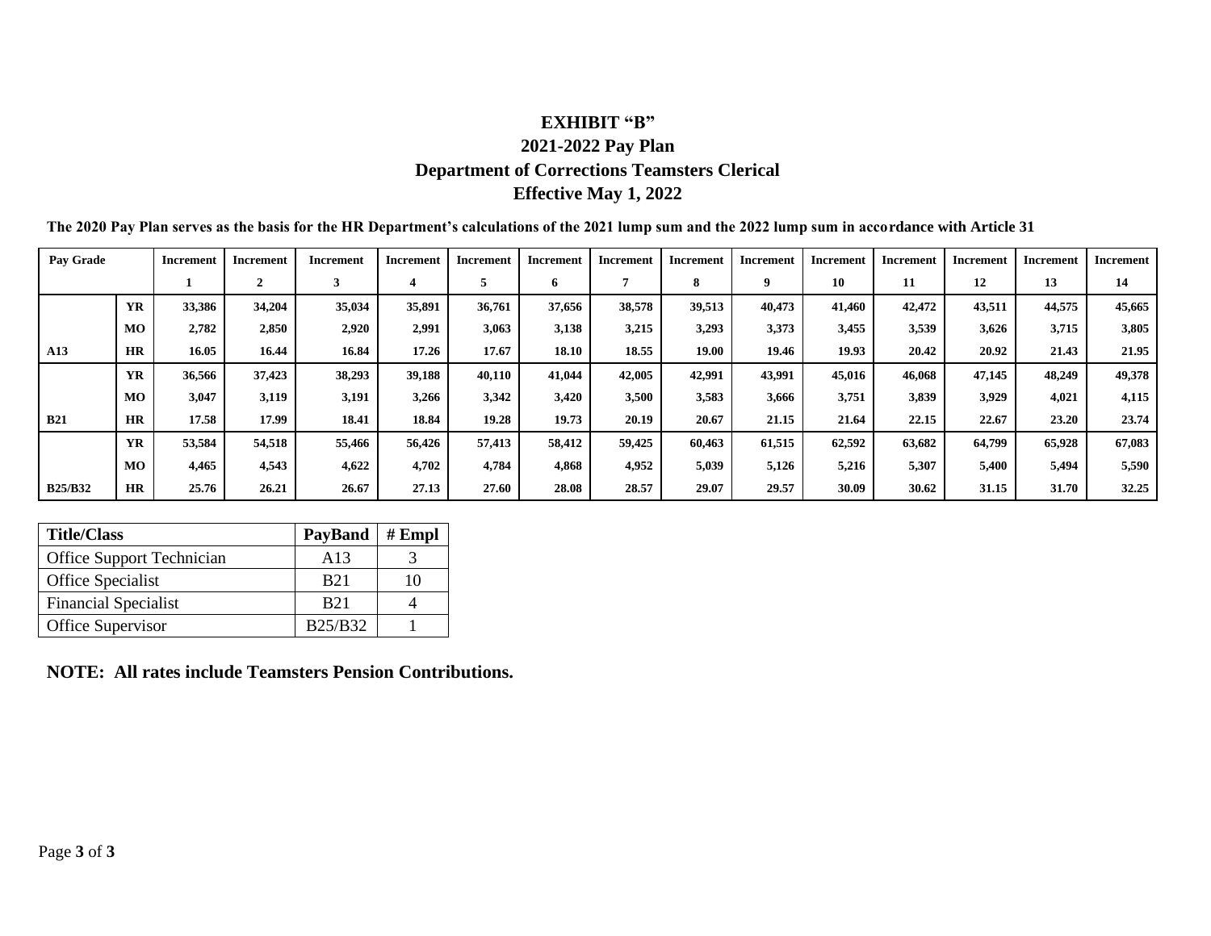## EXHIBIT "B"

## 2021-2022 Pay Plan

## Department of Corrections Teamsters Clerical

## Effective May 1, 2022

**The 2020 Pay Plan serves as the basis for the HR Department's calculations of the 2021 lump sum and the 2022 lump sum in accordance with Article 31**

| Pay Grade | | Increment 1 | Increment 2 | Increment 3 | Increment 4 | Increment 5 | Increment 6 | Increment 7 | Increment 8 | Increment 9 | Increment 10 | Increment 11 | Increment 12 | Increment 13 | Increment 14 |
|---|---|---|---|---|---|---|---|---|---|---|---|---|---|---|---|
| | YR | 33,386 | 34,204 | 35,034 | 35,891 | 36,761 | 37,656 | 38,578 | 39,513 | 40,473 | 41,460 | 42,472 | 43,511 | 44,575 | 45,665 |
| | MO | 2,782 | 2,850 | 2,920 | 2,991 | 3,063 | 3,138 | 3,215 | 3,293 | 3,373 | 3,455 | 3,539 | 3,626 | 3,715 | 3,805 |
| A13 | HR | 16.05 | 16.44 | 16.84 | 17.26 | 17.67 | 18.10 | 18.55 | 19.00 | 19.46 | 19.93 | 20.42 | 20.92 | 21.43 | 21.95 |
| | YR | 36,566 | 37,423 | 38,293 | 39,188 | 40,110 | 41,044 | 42,005 | 42,991 | 43,991 | 45,016 | 46,068 | 47,145 | 48,249 | 49,378 |
| | MO | 3,047 | 3,119 | 3,191 | 3,266 | 3,342 | 3,420 | 3,500 | 3,583 | 3,666 | 3,751 | 3,839 | 3,929 | 4,021 | 4,115 |
| B21 | HR | 17.58 | 17.99 | 18.41 | 18.84 | 19.28 | 19.73 | 20.19 | 20.67 | 21.15 | 21.64 | 22.15 | 22.67 | 23.20 | 23.74 |
| | YR | 53,584 | 54,518 | 55,466 | 56,426 | 57,413 | 58,412 | 59,425 | 60,463 | 61,515 | 62,592 | 63,682 | 64,799 | 65,928 | 67,083 |
| | MO | 4,465 | 4,543 | 4,622 | 4,702 | 4,784 | 4,868 | 4,952 | 5,039 | 5,126 | 5,216 | 5,307 | 5,400 | 5,494 | 5,590 |
| B25/B32 | HR | 25.76 | 26.21 | 26.67 | 27.13 | 27.60 | 28.08 | 28.57 | 29.07 | 29.57 | 30.09 | 30.62 | 31.15 | 31.70 | 32.25 |

| Title/Class | PayBand | # Empl |
|---|---|---|
| Office Support Technician | A13 | 3 |
| Office Specialist | B21 | 10 |
| Financial Specialist | B21 | 4 |
| Office Supervisor | B25/B32 | 1 |

**NOTE: All rates include Teamsters Pension Contributions.**